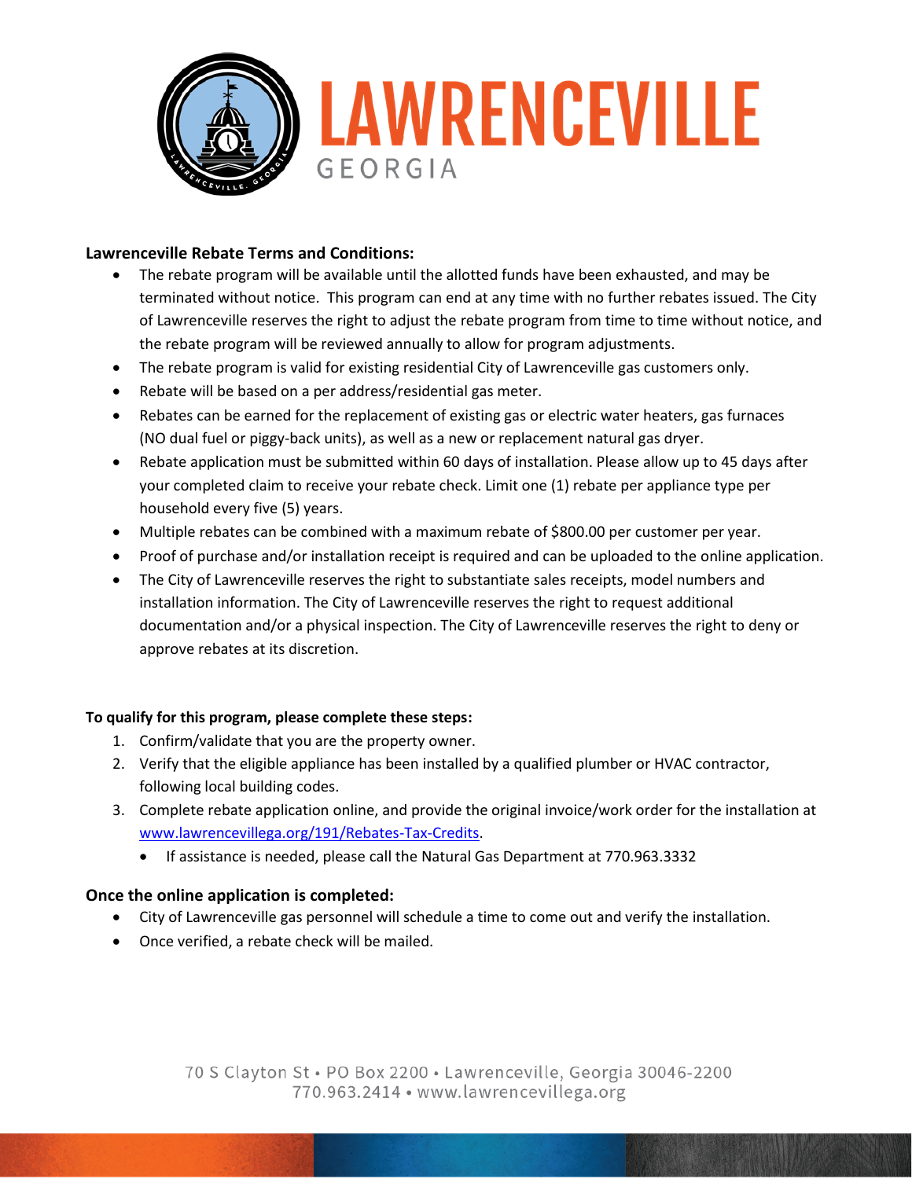# LAWRENCEVILLE

GEORGIA

**Lawrenceville Rebate Terms and Conditions:**

- The rebate program will be available until the allotted funds have been exhausted, and may be terminated without notice. This program can end at any time with no further rebates issued. The City of Lawrenceville reserves the right to adjust the rebate program from time to time without notice, and the rebate program will be reviewed annually to allow for program adjustments.
- The rebate program is valid for existing residential City of Lawrenceville gas customers only.
- Rebate will be based on a per address/residential gas meter.
- Rebates can be earned for the replacement of existing gas or electric water heaters, gas furnaces (NO dual fuel or piggy-back units), as well as a new or replacement natural gas dryer.
- Rebate application must be submitted within 60 days of installation. Please allow up to 45 days after your completed claim to receive your rebate check. Limit one (1) rebate per appliance type per household every five (5) years.
- Multiple rebates can be combined with a maximum rebate of $800.00 per customer per year.
- Proof of purchase and/or installation receipt is required and can be uploaded to the online application.
- The City of Lawrenceville reserves the right to substantiate sales receipts, model numbers and installation information. The City of Lawrenceville reserves the right to request additional documentation and/or a physical inspection. The City of Lawrenceville reserves the right to deny or approve rebates at its discretion.

**To qualify for this program, please complete these steps:**

1. Confirm/validate that you are the property owner.
2. Verify that the eligible appliance has been installed by a qualified plumber or HVAC contractor, following local building codes.
3. Complete rebate application online, and provide the original invoice/work order for the installation at [www.lawrencevillega.org/191/Rebates-Tax-Credits](http://www.lawrencevillega.org/191/Rebates-Tax-Credits).
   - If assistance is needed, please call the Natural Gas Department at 770.963.3332

**Once the online application is completed:**

- City of Lawrenceville gas personnel will schedule a time to come out and verify the installation.
- Once verified, a rebate check will be mailed.

70 S Clayton St • PO Box 2200 • Lawrenceville, Georgia 30046-2200
770.963.2414 • www.lawrencevillega.org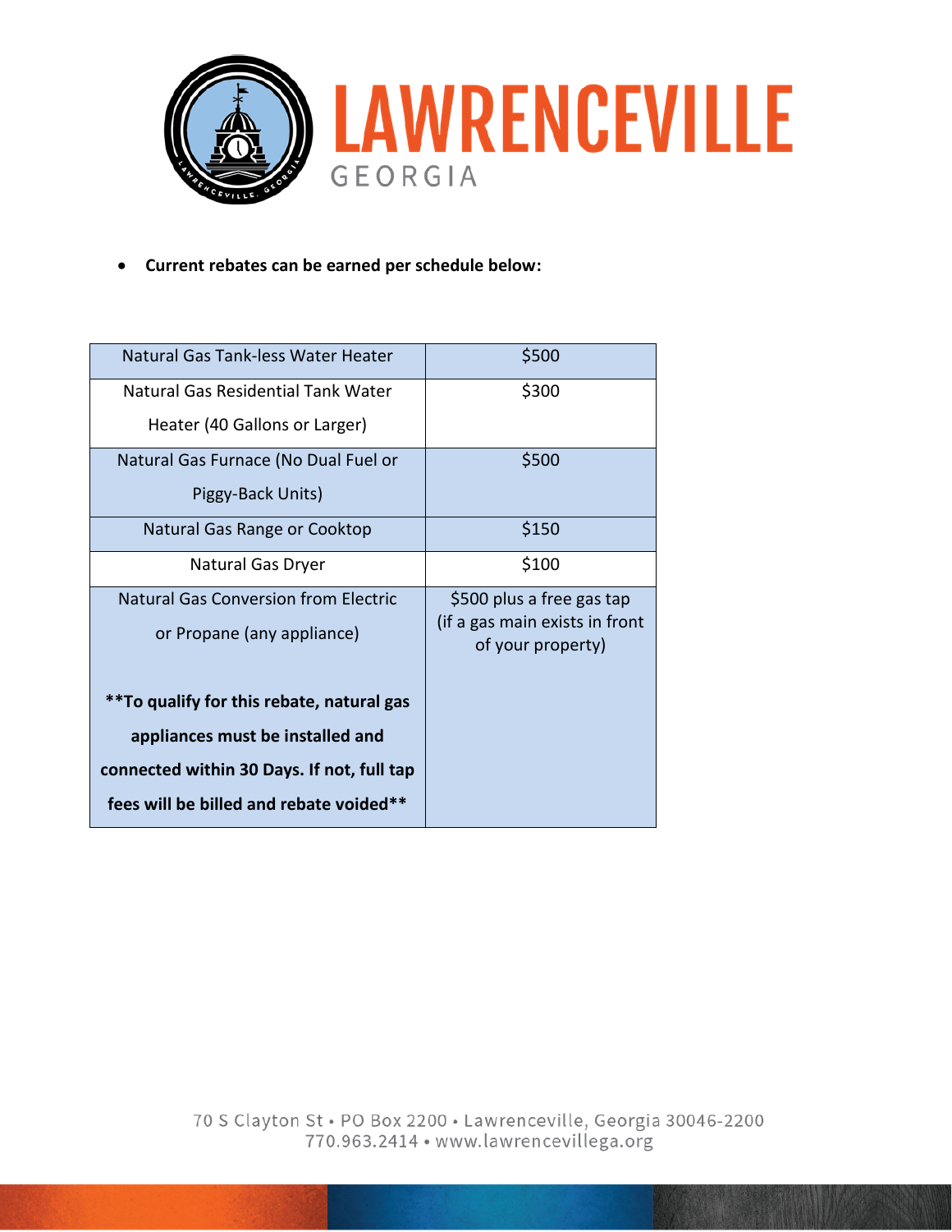- **Current rebates can be earned per schedule below:**

| | |
|---|---|
| Natural Gas Tank-less Water Heater | $500 |
| Natural Gas Residential Tank Water Heater (40 Gallons or Larger) | $300 |
| Natural Gas Furnace (No Dual Fuel or Piggy-Back Units) | $500 |
| Natural Gas Range or Cooktop | $150 |
| Natural Gas Dryer | $100 |
| Natural Gas Conversion from Electric or Propane (any appliance)<br><br>**\*\*To qualify for this rebate, natural gas appliances must be installed and connected within 30 Days. If not, full tap fees will be billed and rebate voided\*\*** | $500 plus a free gas tap (if a gas main exists in front of your property) |